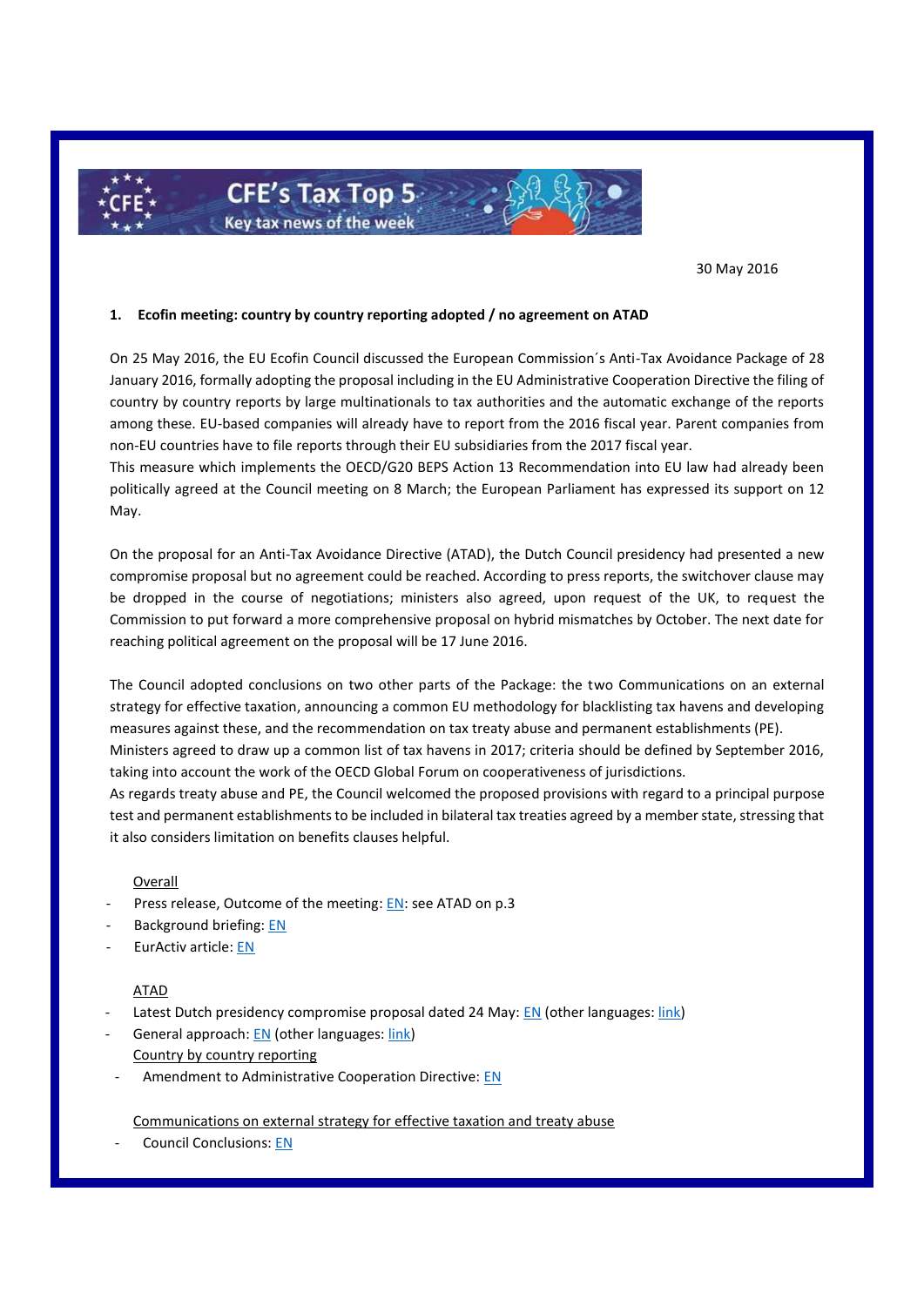CFE's Tax Top 5
Key tax news of the week

30 May 2016

## 1. Ecofin meeting: country by country reporting adopted / no agreement on ATAD

On 25 May 2016, the EU Ecofin Council discussed the European Commission´s Anti-Tax Avoidance Package of 28 January 2016, formally adopting the proposal including in the EU Administrative Cooperation Directive the filing of country by country reports by large multinationals to tax authorities and the automatic exchange of the reports among these. EU-based companies will already have to report from the 2016 fiscal year. Parent companies from non-EU countries have to file reports through their EU subsidiaries from the 2017 fiscal year.
This measure which implements the OECD/G20 BEPS Action 13 Recommendation into EU law had already been politically agreed at the Council meeting on 8 March; the European Parliament has expressed its support on 12 May.

On the proposal for an Anti-Tax Avoidance Directive (ATAD), the Dutch Council presidency had presented a new compromise proposal but no agreement could be reached. According to press reports, the switchover clause may be dropped in the course of negotiations; ministers also agreed, upon request of the UK, to request the Commission to put forward a more comprehensive proposal on hybrid mismatches by October. The next date for reaching political agreement on the proposal will be 17 June 2016.

The Council adopted conclusions on two other parts of the Package: the two Communications on an external strategy for effective taxation, announcing a common EU methodology for blacklisting tax havens and developing measures against these, and the recommendation on tax treaty abuse and permanent establishments (PE).
Ministers agreed to draw up a common list of tax havens in 2017; criteria should be defined by September 2016, taking into account the work of the OECD Global Forum on cooperativeness of jurisdictions.
As regards treaty abuse and PE, the Council welcomed the proposed provisions with regard to a principal purpose test and permanent establishments to be included in bilateral tax treaties agreed by a member state, stressing that it also considers limitation on benefits clauses helpful.

Overall

- Press release, Outcome of the meeting: EN: see ATAD on p.3
- Background briefing: EN
- EurActiv article: EN

ATAD

- Latest Dutch presidency compromise proposal dated 24 May: EN (other languages: link)
- General approach: EN (other languages: link)

Country by country reporting

- Amendment to Administrative Cooperation Directive: EN

Communications on external strategy for effective taxation and treaty abuse

- Council Conclusions: EN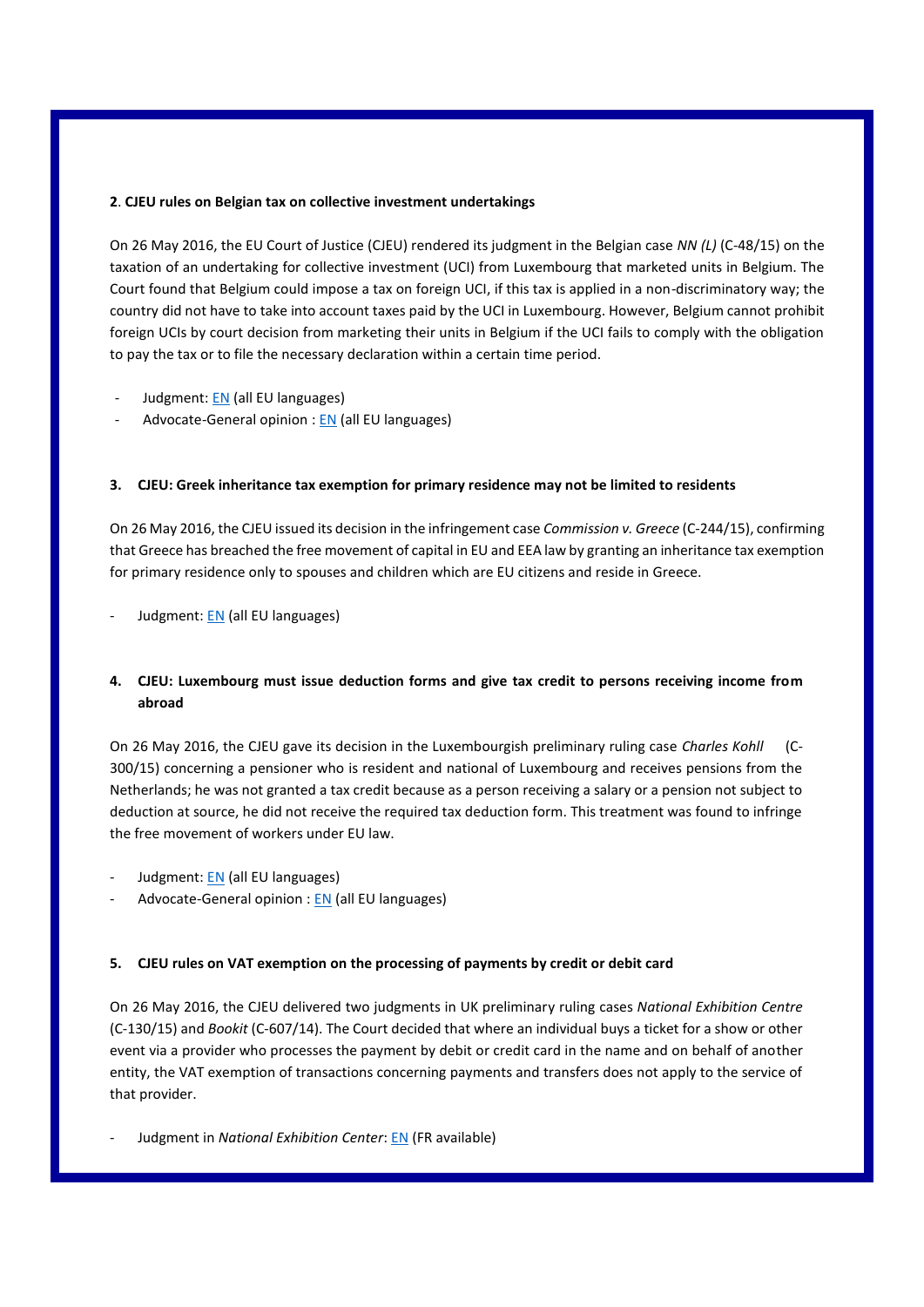### **2**. **CJEU rules on Belgian tax on collective investment undertakings**

On 26 May 2016, the EU Court of Justice (CJEU) rendered its judgment in the Belgian case *NN (L)* (C-48/15) on the taxation of an undertaking for collective investment (UCI) from Luxembourg that marketed units in Belgium. The Court found that Belgium could impose a tax on foreign UCI, if this tax is applied in a non-discriminatory way; the country did not have to take into account taxes paid by the UCI in Luxembourg. However, Belgium cannot prohibit foreign UCIs by court decision from marketing their units in Belgium if the UCI fails to comply with the obligation to pay the tax or to file the necessary declaration within a certain time period.

- Judgment: EN (all EU languages)
- Advocate-General opinion : EN (all EU languages)

### **3. CJEU: Greek inheritance tax exemption for primary residence may not be limited to residents**

On 26 May 2016, the CJEU issued its decision in the infringement case *Commission v. Greece* (C-244/15), confirming that Greece has breached the free movement of capital in EU and EEA law by granting an inheritance tax exemption for primary residence only to spouses and children which are EU citizens and reside in Greece.

- Judgment: EN (all EU languages)

### **4. CJEU: Luxembourg must issue deduction forms and give tax credit to persons receiving income from abroad**

On 26 May 2016, the CJEU gave its decision in the Luxembourgish preliminary ruling case *Charles Kohll* (C-300/15) concerning a pensioner who is resident and national of Luxembourg and receives pensions from the Netherlands; he was not granted a tax credit because as a person receiving a salary or a pension not subject to deduction at source, he did not receive the required tax deduction form. This treatment was found to infringe the free movement of workers under EU law.

- Judgment: EN (all EU languages)
- Advocate-General opinion : EN (all EU languages)

### **5. CJEU rules on VAT exemption on the processing of payments by credit or debit card**

On 26 May 2016, the CJEU delivered two judgments in UK preliminary ruling cases *National Exhibition Centre* (C-130/15) and *Bookit* (C-607/14). The Court decided that where an individual buys a ticket for a show or other event via a provider who processes the payment by debit or credit card in the name and on behalf of another entity, the VAT exemption of transactions concerning payments and transfers does not apply to the service of that provider.

- Judgment in *National Exhibition Center*: EN (FR available)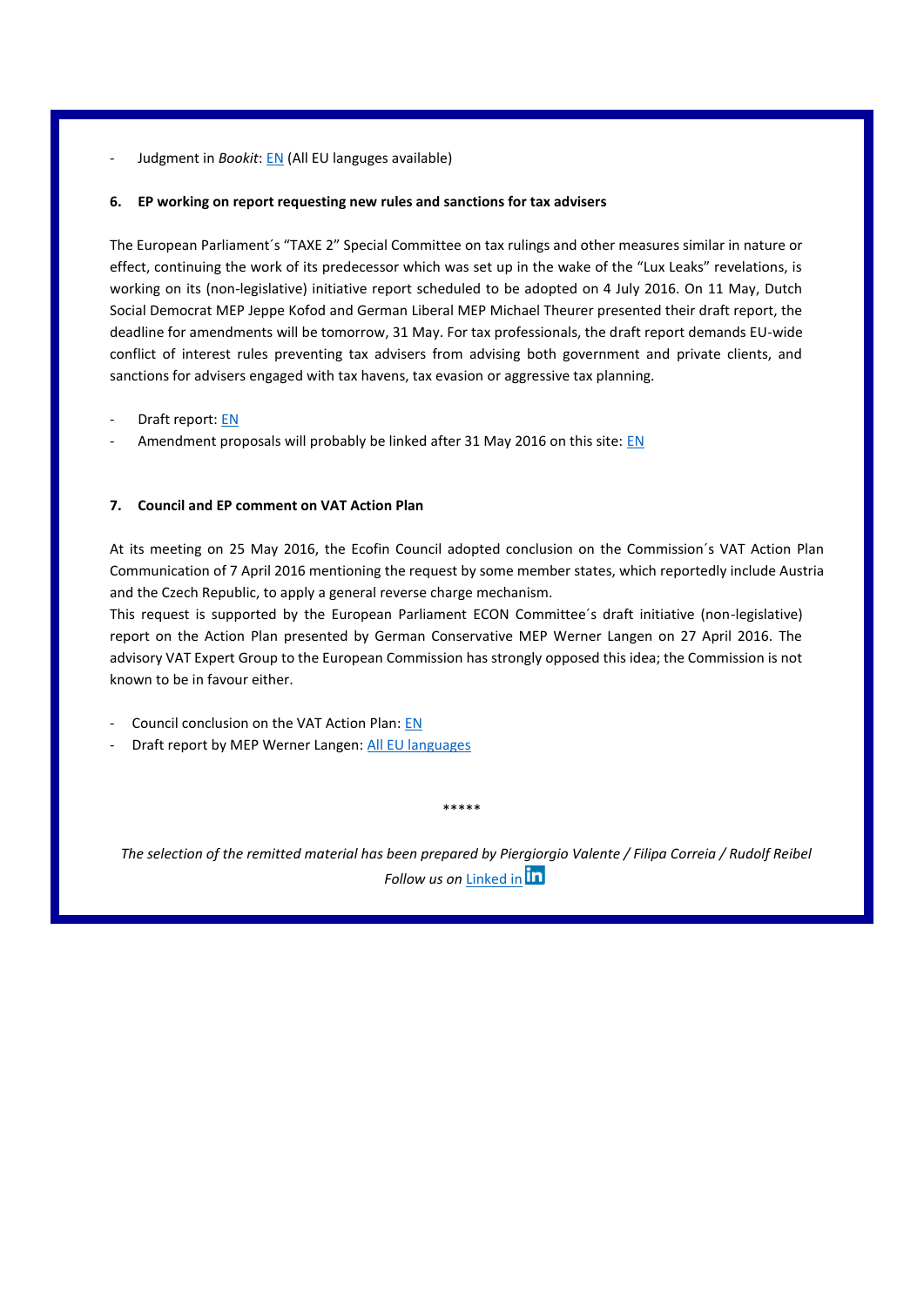- Judgment in *Bookit*: EN (All EU langiuges available)

### 6. EP working on report requesting new rules and sanctions for tax advisers

The European Parliament´s "TAXE 2" Special Committee on tax rulings and other measures similar in nature or effect, continuing the work of its predecessor which was set up in the wake of the "Lux Leaks" revelations, is working on its (non-legislative) initiative report scheduled to be adopted on 4 July 2016. On 11 May, Dutch Social Democrat MEP Jeppe Kofod and German Liberal MEP Michael Theurer presented their draft report, the deadline for amendments will be tomorrow, 31 May. For tax professionals, the draft report demands EU-wide conflict of interest rules preventing tax advisers from advising both government and private clients, and sanctions for advisers engaged with tax havens, tax evasion or aggressive tax planning.

- Draft report: EN
- Amendment proposals will probably be linked after 31 May 2016 on this site: EN

### 7. Council and EP comment on VAT Action Plan

At its meeting on 25 May 2016, the Ecofin Council adopted conclusion on the Commission´s VAT Action Plan Communication of 7 April 2016 mentioning the request by some member states, which reportedly include Austria and the Czech Republic, to apply a general reverse charge mechanism.
This request is supported by the European Parliament ECON Committee´s draft initiative (non-legislative) report on the Action Plan presented by German Conservative MEP Werner Langen on 27 April 2016. The advisory VAT Expert Group to the European Commission has strongly opposed this idea; the Commission is not known to be in favour either.

- Council conclusion on the VAT Action Plan: EN
- Draft report by MEP Werner Langen: All EU languages

*****

*The selection of the remitted material has been prepared by Piergiorgio Valente / Filipa Correia / Rudolf Reibel*

*Follow us on* Linked in